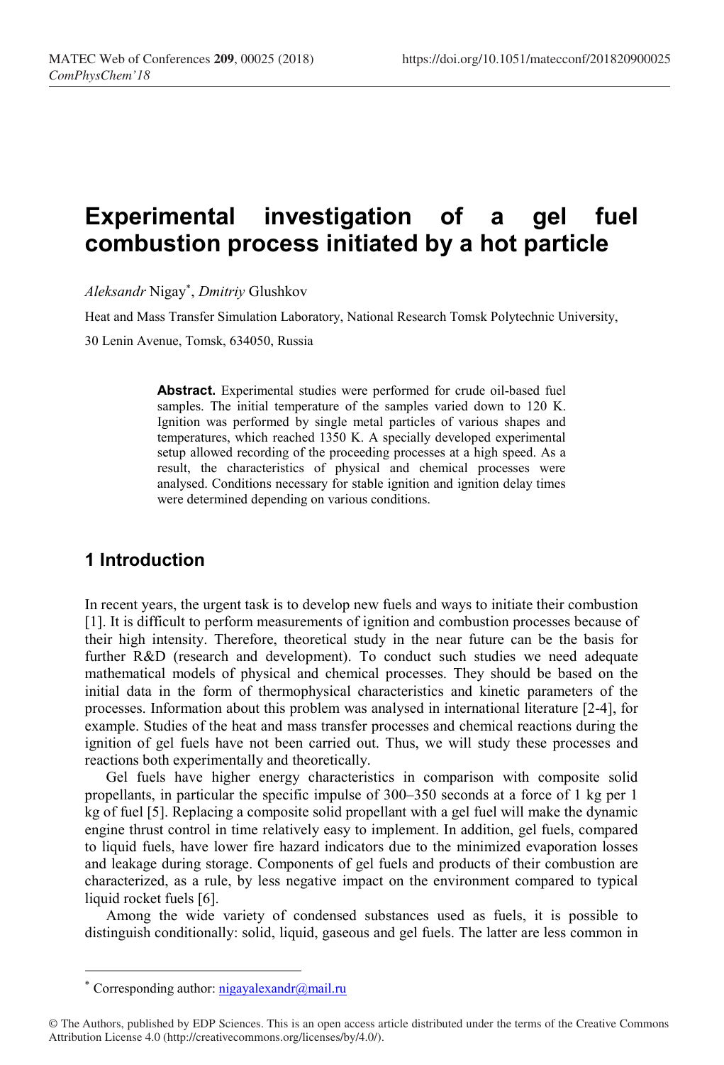# Experimental investigation of a gel fuel combustion process initiated by a hot particle

*Aleksandr* Nigay*, *Dmitriy* Glushkov

Heat and Mass Transfer Simulation Laboratory, National Research Tomsk Polytechnic University,

30 Lenin Avenue, Tomsk, 634050, Russia

**Abstract.** Experimental studies were performed for crude oil-based fuel samples. The initial temperature of the samples varied down to 120 K. Ignition was performed by single metal particles of various shapes and temperatures, which reached 1350 K. A specially developed experimental setup allowed recording of the proceeding processes at a high speed. As a result, the characteristics of physical and chemical processes were analysed. Conditions necessary for stable ignition and ignition delay times were determined depending on various conditions.

## 1 Introduction

In recent years, the urgent task is to develop new fuels and ways to initiate their combustion [1]. It is difficult to perform measurements of ignition and combustion processes because of their high intensity. Therefore, theoretical study in the near future can be the basis for further R&D (research and development). To conduct such studies we need adequate mathematical models of physical and chemical processes. They should be based on the initial data in the form of thermophysical characteristics and kinetic parameters of the processes. Information about this problem was analysed in international literature [2-4], for example. Studies of the heat and mass transfer processes and chemical reactions during the ignition of gel fuels have not been carried out. Thus, we will study these processes and reactions both experimentally and theoretically.

Gel fuels have higher energy characteristics in comparison with composite solid propellants, in particular the specific impulse of 300–350 seconds at a force of 1 kg per 1 kg of fuel [5]. Replacing a composite solid propellant with a gel fuel will make the dynamic engine thrust control in time relatively easy to implement. In addition, gel fuels, compared to liquid fuels, have lower fire hazard indicators due to the minimized evaporation losses and leakage during storage. Components of gel fuels and products of their combustion are characterized, as a rule, by less negative impact on the environment compared to typical liquid rocket fuels [6].

Among the wide variety of condensed substances used as fuels, it is possible to distinguish conditionally: solid, liquid, gaseous and gel fuels. The latter are less common in

* Corresponding author: nigayalexandr@mail.ru

© The Authors, published by EDP Sciences. This is an open access article distributed under the terms of the Creative Commons Attribution License 4.0 (http://creativecommons.org/licenses/by/4.0/).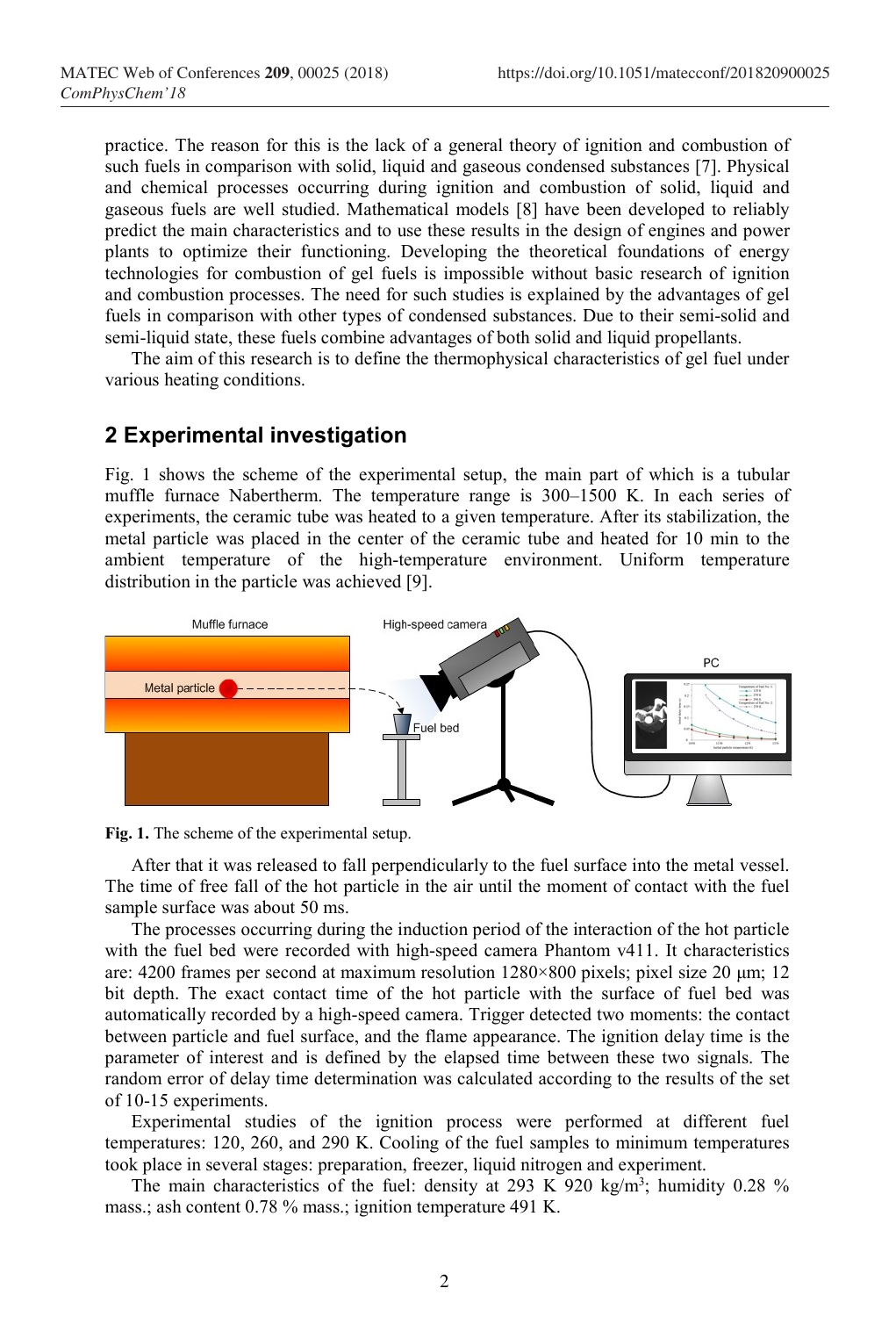practice. The reason for this is the lack of a general theory of ignition and combustion of such fuels in comparison with solid, liquid and gaseous condensed substances [7]. Physical and chemical processes occurring during ignition and combustion of solid, liquid and gaseous fuels are well studied. Mathematical models [8] have been developed to reliably predict the main characteristics and to use these results in the design of engines and power plants to optimize their functioning. Developing the theoretical foundations of energy technologies for combustion of gel fuels is impossible without basic research of ignition and combustion processes. The need for such studies is explained by the advantages of gel fuels in comparison with other types of condensed substances. Due to their semi-solid and semi-liquid state, these fuels combine advantages of both solid and liquid propellants.

The aim of this research is to define the thermophysical characteristics of gel fuel under various heating conditions.

## 2 Experimental investigation

Fig. 1 shows the scheme of the experimental setup, the main part of which is a tubular muffle furnace Nabertherm. The temperature range is 300–1500 K. In each series of experiments, the ceramic tube was heated to a given temperature. After its stabilization, the metal particle was placed in the center of the ceramic tube and heated for 10 min to the ambient temperature of the high-temperature environment. Uniform temperature distribution in the particle was achieved [9].

**Fig. 1.** The scheme of the experimental setup.

After that it was released to fall perpendicularly to the fuel surface into the metal vessel. The time of free fall of the hot particle in the air until the moment of contact with the fuel sample surface was about 50 ms.

The processes occurring during the induction period of the interaction of the hot particle with the fuel bed were recorded with high-speed camera Phantom v411. It characteristics are: 4200 frames per second at maximum resolution 1280×800 pixels; pixel size 20 μm; 12 bit depth. The exact contact time of the hot particle with the surface of fuel bed was automatically recorded by a high-speed camera. Trigger detected two moments: the contact between particle and fuel surface, and the flame appearance. The ignition delay time is the parameter of interest and is defined by the elapsed time between these two signals. The random error of delay time determination was calculated according to the results of the set of 10-15 experiments.

Experimental studies of the ignition process were performed at different fuel temperatures: 120, 260, and 290 K. Cooling of the fuel samples to minimum temperatures took place in several stages: preparation, freezer, liquid nitrogen and experiment.

The main characteristics of the fuel: density at 293 K 920 kg/m$^3$; humidity 0.28 % mass.; ash content 0.78 % mass.; ignition temperature 491 K.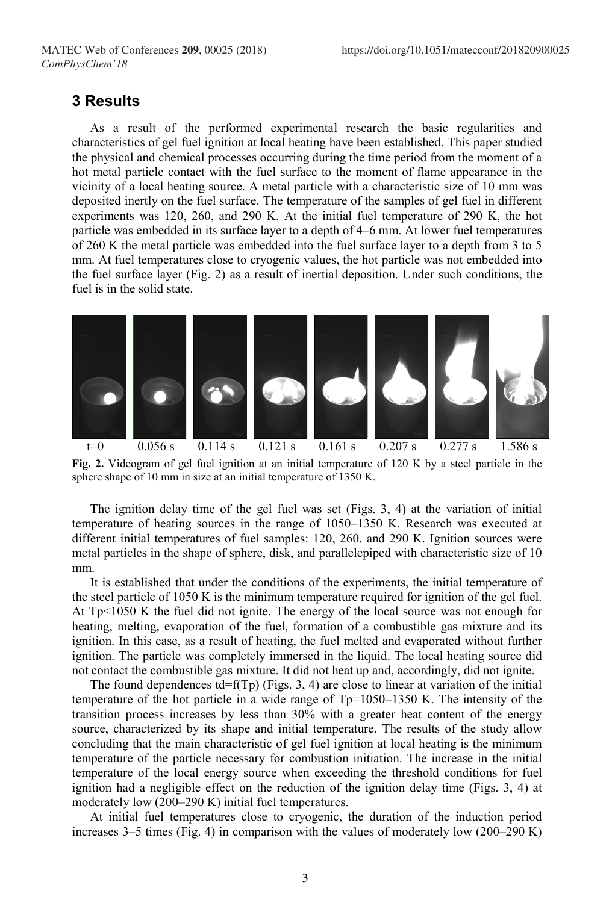## 3 Results

As a result of the performed experimental research the basic regularities and characteristics of gel fuel ignition at local heating have been established. This paper studied the physical and chemical processes occurring during the time period from the moment of a hot metal particle contact with the fuel surface to the moment of flame appearance in the vicinity of a local heating source. A metal particle with a characteristic size of 10 mm was deposited inertly on the fuel surface. The temperature of the samples of gel fuel in different experiments was 120, 260, and 290 K. At the initial fuel temperature of 290 K, the hot particle was embedded in its surface layer to a depth of 4–6 mm. At lower fuel temperatures of 260 K the metal particle was embedded into the fuel surface layer to a depth from 3 to 5 mm. At fuel temperatures close to cryogenic values, the hot particle was not embedded into the fuel surface layer (Fig. 2) as a result of inertial deposition. Under such conditions, the fuel is in the solid state.

t=0 0.056 s 0.114 s 0.121 s 0.161 s 0.207 s 0.277 s 1.586 s

**Fig. 2.** Videogram of gel fuel ignition at an initial temperature of 120 K by a steel particle in the sphere shape of 10 mm in size at an initial temperature of 1350 K.

The ignition delay time of the gel fuel was set (Figs. 3, 4) at the variation of initial temperature of heating sources in the range of 1050–1350 K. Research was executed at different initial temperatures of fuel samples: 120, 260, and 290 K. Ignition sources were metal particles in the shape of sphere, disk, and parallelepiped with characteristic size of 10 mm.

It is established that under the conditions of the experiments, the initial temperature of the steel particle of 1050 K is the minimum temperature required for ignition of the gel fuel. At $T_p$<1050 K the fuel did not ignite. The energy of the local source was not enough for heating, melting, evaporation of the fuel, formation of a combustible gas mixture and its ignition. In this case, as a result of heating, the fuel melted and evaporated without further ignition. The particle was completely immersed in the liquid. The local heating source did not contact the combustible gas mixture. It did not heat up and, accordingly, did not ignite.

The found dependences $t_d=f(T_p)$ (Figs. 3, 4) are close to linear at variation of the initial temperature of the hot particle in a wide range of $T_p$=1050–1350 K. The intensity of the transition process increases by less than 30% with a greater heat content of the energy source, characterized by its shape and initial temperature. The results of the study allow concluding that the main characteristic of gel fuel ignition at local heating is the minimum temperature of the particle necessary for combustion initiation. The increase in the initial temperature of the local energy source when exceeding the threshold conditions for fuel ignition had a negligible effect on the reduction of the ignition delay time (Figs. 3, 4) at moderately low (200–290 K) initial fuel temperatures.

At initial fuel temperatures close to cryogenic, the duration of the induction period increases 3–5 times (Fig. 4) in comparison with the values of moderately low (200–290 K)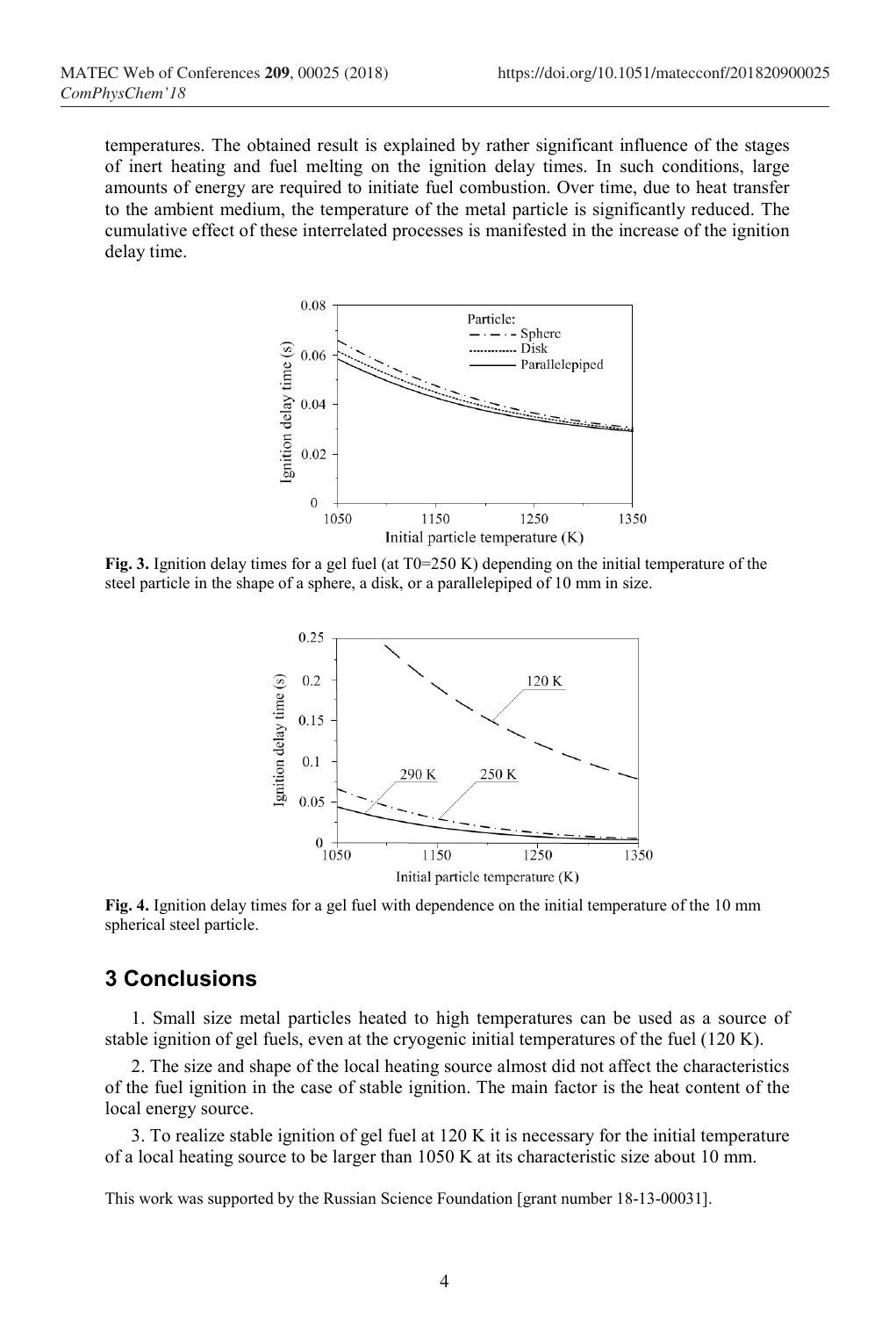temperatures. The obtained result is explained by rather significant influence of the stages of inert heating and fuel melting on the ignition delay times. In such conditions, large amounts of energy are required to initiate fuel combustion. Over time, due to heat transfer to the ambient medium, the temperature of the metal particle is significantly reduced. The cumulative effect of these interrelated processes is manifested in the increase of the ignition delay time.

**Fig. 3.** Ignition delay times for a gel fuel (at T0=250 K) depending on the initial temperature of the steel particle in the shape of a sphere, a disk, or a parallelepiped of 10 mm in size.

**Fig. 4.** Ignition delay times for a gel fuel with dependence on the initial temperature of the 10 mm spherical steel particle.

## 3 Conclusions

1. Small size metal particles heated to high temperatures can be used as a source of stable ignition of gel fuels, even at the cryogenic initial temperatures of the fuel (120 K).

2. The size and shape of the local heating source almost did not affect the characteristics of the fuel ignition in the case of stable ignition. The main factor is the heat content of the local energy source.

3. To realize stable ignition of gel fuel at 120 K it is necessary for the initial temperature of a local heating source to be larger than 1050 K at its characteristic size about 10 mm.

This work was supported by the Russian Science Foundation [grant number 18-13-00031].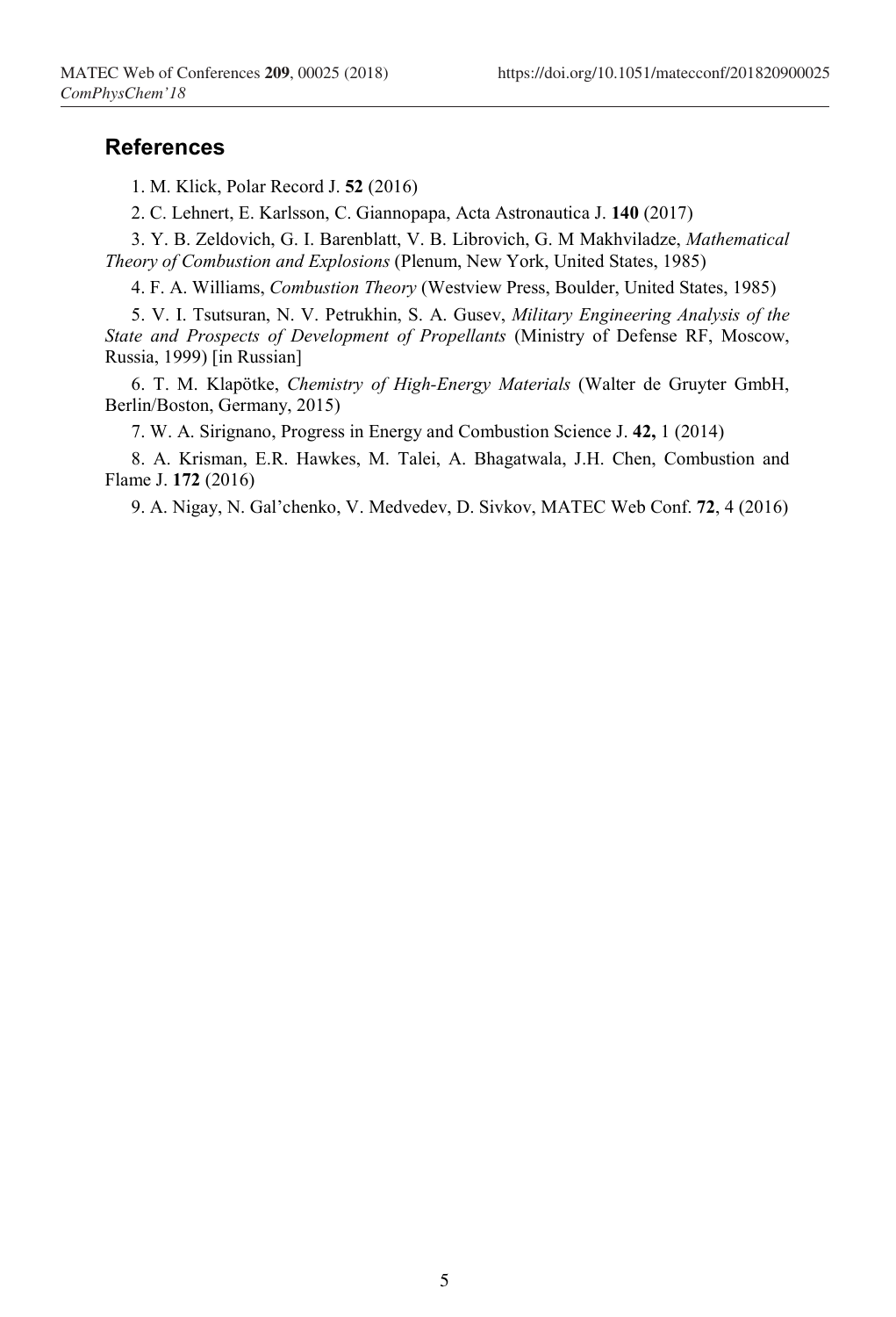## References

1. M. Klick, Polar Record J. **52** (2016)

2. C. Lehnert, E. Karlsson, C. Giannopapa, Acta Astronautica J. **140** (2017)

3. Y. B. Zeldovich, G. I. Barenblatt, V. B. Librovich, G. M Makhviladze, *Mathematical Theory of Combustion and Explosions* (Plenum, New York, United States, 1985)

4. F. A. Williams, *Combustion Theory* (Westview Press, Boulder, United States, 1985)

5. V. I. Tsutsuran, N. V. Petrukhin, S. A. Gusev, *Military Engineering Analysis of the State and Prospects of Development of Propellants* (Ministry of Defense RF, Moscow, Russia, 1999) [in Russian]

6. T. M. Klapötke, *Chemistry of High-Energy Materials* (Walter de Gruyter GmbH, Berlin/Boston, Germany, 2015)

7. W. A. Sirignano, Progress in Energy and Combustion Science J. **42,** 1 (2014)

8. A. Krisman, E.R. Hawkes, M. Talei, A. Bhagatwala, J.H. Chen, Combustion and Flame J. **172** (2016)

9. A. Nigay, N. Gal'chenko, V. Medvedev, D. Sivkov, MATEC Web Conf. **72**, 4 (2016)